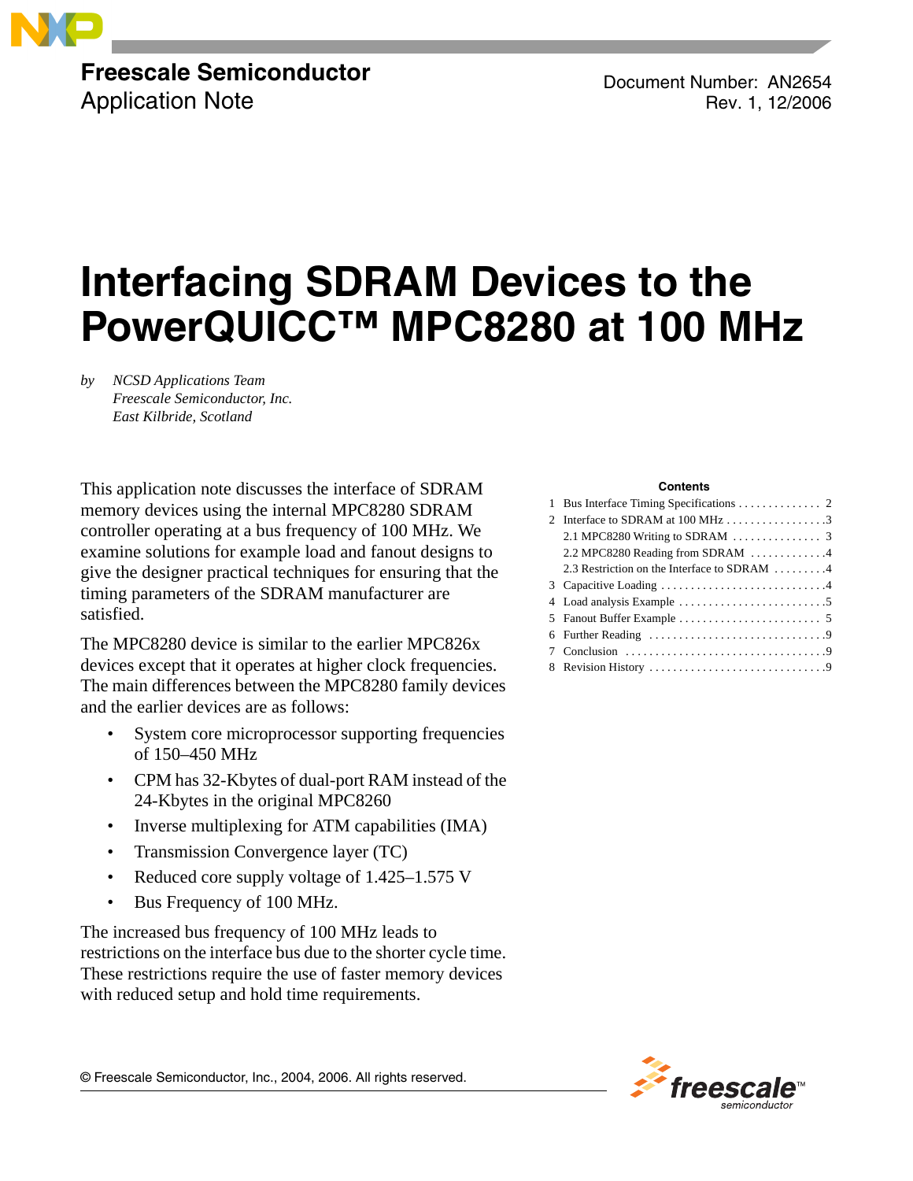**Freescale Semiconductor**
Application Note

Document Number: AN2654
Rev. 1, 12/2006

# Interfacing SDRAM Devices to the PowerQUICC™ MPC8280 at 100 MHz

by *NCSD Applications Team*
*Freescale Semiconductor, Inc.*
*East Kilbride, Scotland*

This application note discusses the interface of SDRAM memory devices using the internal MPC8280 SDRAM controller operating at a bus frequency of 100 MHz. We examine solutions for example load and fanout designs to give the designer practical techniques for ensuring that the timing parameters of the SDRAM manufacturer are satisfied.

The MPC8280 device is similar to the earlier MPC826x devices except that it operates at higher clock frequencies. The main differences between the MPC8280 family devices and the earlier devices are as follows:

- System core microprocessor supporting frequencies of 150–450 MHz
- CPM has 32-Kbytes of dual-port RAM instead of the 24-Kbytes in the original MPC8260
- Inverse multiplexing for ATM capabilities (IMA)
- Transmission Convergence layer (TC)
- Reduced core supply voltage of 1.425–1.575 V
- Bus Frequency of 100 MHz.

The increased bus frequency of 100 MHz leads to restrictions on the interface bus due to the shorter cycle time. These restrictions require the use of faster memory devices with reduced setup and hold time requirements.

**Contents**

1 Bus Interface Timing Specifications . . . . . . . . . . . . . . 2
2 Interface to SDRAM at 100 MHz . . . . . . . . . . . . . . . . . 3
  2.1 MPC8280 Writing to SDRAM . . . . . . . . . . . . . . . 3
  2.2 MPC8280 Reading from SDRAM . . . . . . . . . . . . . 4
  2.3 Restriction on the Interface to SDRAM . . . . . . . . . 4
3 Capacitive Loading . . . . . . . . . . . . . . . . . . . . . . . . . . . 4
4 Load analysis Example . . . . . . . . . . . . . . . . . . . . . . . . . 5
5 Fanout Buffer Example . . . . . . . . . . . . . . . . . . . . . . . . 5
6 Further Reading . . . . . . . . . . . . . . . . . . . . . . . . . . . . . 9
7 Conclusion . . . . . . . . . . . . . . . . . . . . . . . . . . . . . . . . . 9
8 Revision History . . . . . . . . . . . . . . . . . . . . . . . . . . . . 9

© Freescale Semiconductor, Inc., 2004, 2006. All rights reserved.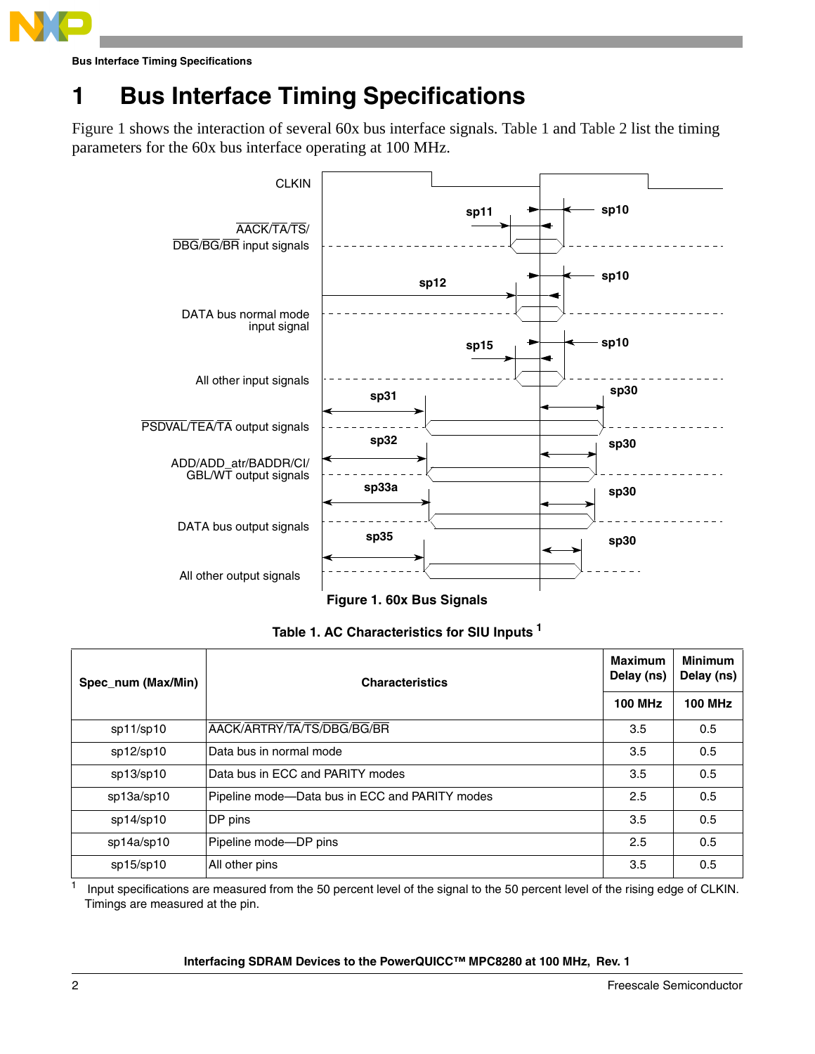# 1 Bus Interface Timing Specifications

Figure 1 shows the interaction of several 60x bus interface signals. Table 1 and Table 2 list the timing parameters for the 60x bus interface operating at 100 MHz.

**Figure 1. 60x Bus Signals**

**Table 1. AC Characteristics for SIU Inputs** [1]

| Spec_num (Max/Min) | Characteristics | Maximum Delay (ns) | Minimum Delay (ns) |
|---|---|---|---|
| | | 100 MHz | 100 MHz |
| sp11/sp10 | AACK/ARTRY/TA/TS/DBG/BG/BR | 3.5 | 0.5 |
| sp12/sp10 | Data bus in normal mode | 3.5 | 0.5 |
| sp13/sp10 | Data bus in ECC and PARITY modes | 3.5 | 0.5 |
| sp13a/sp10 | Pipeline mode—Data bus in ECC and PARITY modes | 2.5 | 0.5 |
| sp14/sp10 | DP pins | 3.5 | 0.5 |
| sp14a/sp10 | Pipeline mode—DP pins | 2.5 | 0.5 |
| sp15/sp10 | All other pins | 3.5 | 0.5 |

[1] Input specifications are measured from the 50 percent level of the signal to the 50 percent level of the rising edge of CLKIN. Timings are measured at the pin.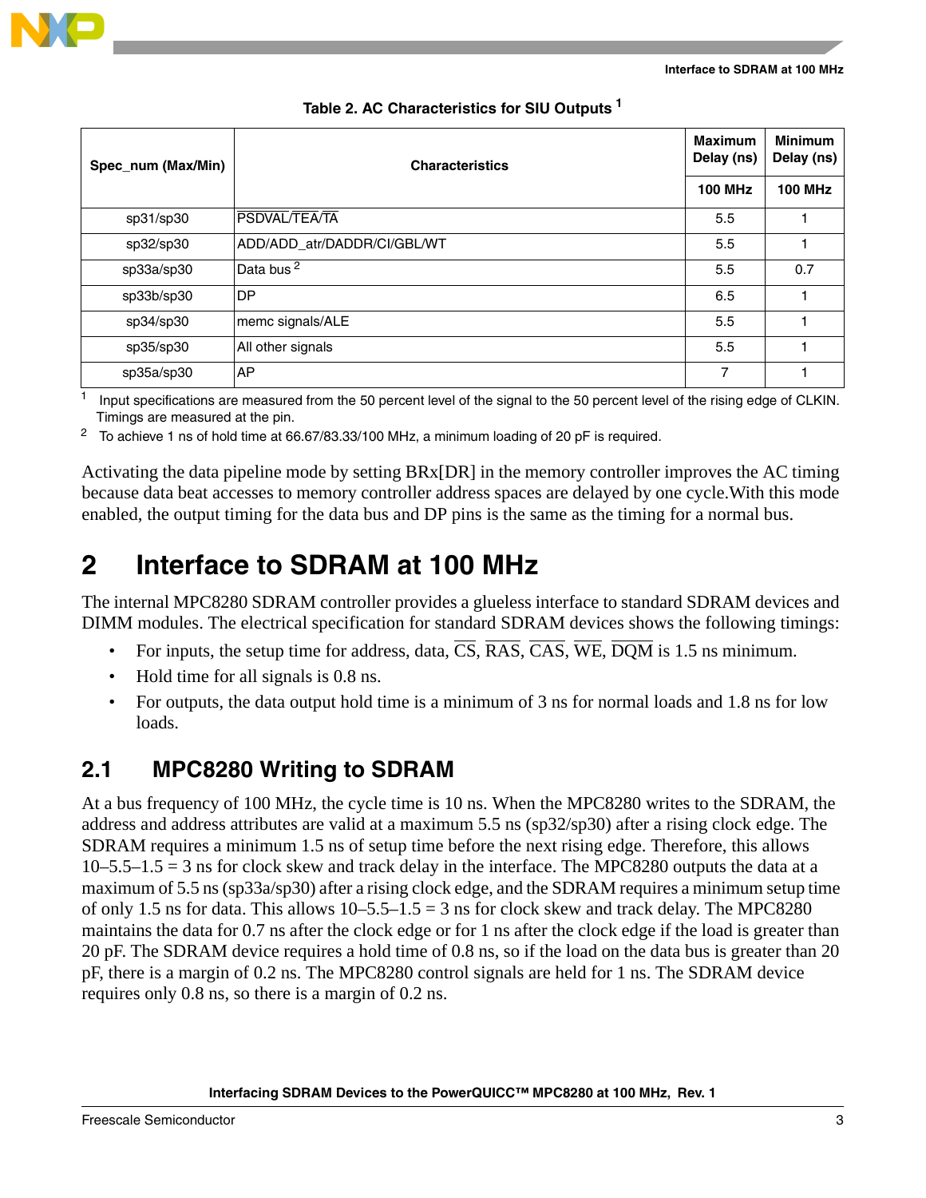Table 2. AC Characteristics for SIU Outputs [1]

| Spec_num (Max/Min) | Characteristics | Maximum Delay (ns) | Minimum Delay (ns) |
|---|---|---|---|
| | | 100 MHz | 100 MHz |
| sp31/sp30 | PSDVAL/TEA/TA | 5.5 | 1 |
| sp32/sp30 | ADD/ADD_atr/DADDR/CI/GBL/WT | 5.5 | 1 |
| sp33a/sp30 | Data bus [2] | 5.5 | 0.7 |
| sp33b/sp30 | DP | 6.5 | 1 |
| sp34/sp30 | memc signals/ALE | 5.5 | 1 |
| sp35/sp30 | All other signals | 5.5 | 1 |
| sp35a/sp30 | AP | 7 | 1 |

[1] Input specifications are measured from the 50 percent level of the signal to the 50 percent level of the rising edge of CLKIN. Timings are measured at the pin.

[2] To achieve 1 ns of hold time at 66.67/83.33/100 MHz, a minimum loading of 20 pF is required.

Activating the data pipeline mode by setting BRx[DR] in the memory controller improves the AC timing because data beat accesses to memory controller address spaces are delayed by one cycle.With this mode enabled, the output timing for the data bus and DP pins is the same as the timing for a normal bus.

# 2 Interface to SDRAM at 100 MHz

The internal MPC8280 SDRAM controller provides a glueless interface to standard SDRAM devices and DIMM modules. The electrical specification for standard SDRAM devices shows the following timings:

- For inputs, the setup time for address, data, CS, RAS, CAS, WE, DQM is 1.5 ns minimum.
- Hold time for all signals is 0.8 ns.
- For outputs, the data output hold time is a minimum of 3 ns for normal loads and 1.8 ns for low loads.

## 2.1 MPC8280 Writing to SDRAM

At a bus frequency of 100 MHz, the cycle time is 10 ns. When the MPC8280 writes to the SDRAM, the address and address attributes are valid at a maximum 5.5 ns (sp32/sp30) after a rising clock edge. The SDRAM requires a minimum 1.5 ns of setup time before the next rising edge. Therefore, this allows 10–5.5–1.5 = 3 ns for clock skew and track delay in the interface. The MPC8280 outputs the data at a maximum of 5.5 ns (sp33a/sp30) after a rising clock edge, and the SDRAM requires a minimum setup time of only 1.5 ns for data. This allows 10–5.5–1.5 = 3 ns for clock skew and track delay. The MPC8280 maintains the data for 0.7 ns after the clock edge or for 1 ns after the clock edge if the load is greater than 20 pF. The SDRAM device requires a hold time of 0.8 ns, so if the load on the data bus is greater than 20 pF, there is a margin of 0.2 ns. The MPC8280 control signals are held for 1 ns. The SDRAM device requires only 0.8 ns, so there is a margin of 0.2 ns.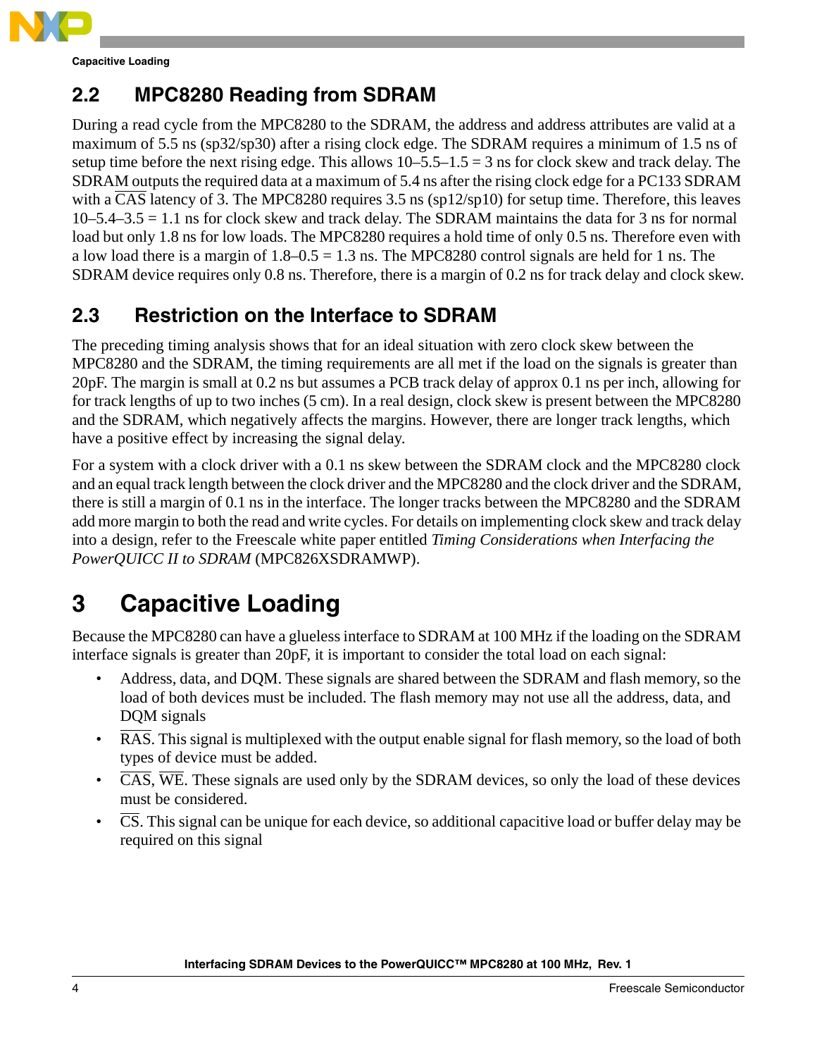## 2.2 MPC8280 Reading from SDRAM

During a read cycle from the MPC8280 to the SDRAM, the address and address attributes are valid at a maximum of 5.5 ns (sp32/sp30) after a rising clock edge. The SDRAM requires a minimum of 1.5 ns of setup time before the next rising edge. This allows 10–5.5–1.5 = 3 ns for clock skew and track delay. The SDRAM outputs the required data at a maximum of 5.4 ns after the rising clock edge for a PC133 SDRAM with a $\overline{\text{CAS}}$ latency of 3. The MPC8280 requires 3.5 ns (sp12/sp10) for setup time. Therefore, this leaves 10–5.4–3.5 = 1.1 ns for clock skew and track delay. The SDRAM maintains the data for 3 ns for normal load but only 1.8 ns for low loads. The MPC8280 requires a hold time of only 0.5 ns. Therefore even with a low load there is a margin of 1.8–0.5 = 1.3 ns. The MPC8280 control signals are held for 1 ns. The SDRAM device requires only 0.8 ns. Therefore, there is a margin of 0.2 ns for track delay and clock skew.

## 2.3 Restriction on the Interface to SDRAM

The preceding timing analysis shows that for an ideal situation with zero clock skew between the MPC8280 and the SDRAM, the timing requirements are all met if the load on the signals is greater than 20pF. The margin is small at 0.2 ns but assumes a PCB track delay of approx 0.1 ns per inch, allowing for for track lengths of up to two inches (5 cm). In a real design, clock skew is present between the MPC8280 and the SDRAM, which negatively affects the margins. However, there are longer track lengths, which have a positive effect by increasing the signal delay.

For a system with a clock driver with a 0.1 ns skew between the SDRAM clock and the MPC8280 clock and an equal track length between the clock driver and the MPC8280 and the clock driver and the SDRAM, there is still a margin of 0.1 ns in the interface. The longer tracks between the MPC8280 and the SDRAM add more margin to both the read and write cycles. For details on implementing clock skew and track delay into a design, refer to the Freescale white paper entitled *Timing Considerations when Interfacing the PowerQUICC II to SDRAM* (MPC826XSDRAMWP).

# 3 Capacitive Loading

Because the MPC8280 can have a glueless interface to SDRAM at 100 MHz if the loading on the SDRAM interface signals is greater than 20pF, it is important to consider the total load on each signal:

- Address, data, and DQM. These signals are shared between the SDRAM and flash memory, so the load of both devices must be included. The flash memory may not use all the address, data, and DQM signals
- $\overline{\text{RAS}}$. This signal is multiplexed with the output enable signal for flash memory, so the load of both types of device must be added.
- $\overline{\text{CAS}}$, $\overline{\text{WE}}$. These signals are used only by the SDRAM devices, so only the load of these devices must be considered.
- $\overline{\text{CS}}$. This signal can be unique for each device, so additional capacitive load or buffer delay may be required on this signal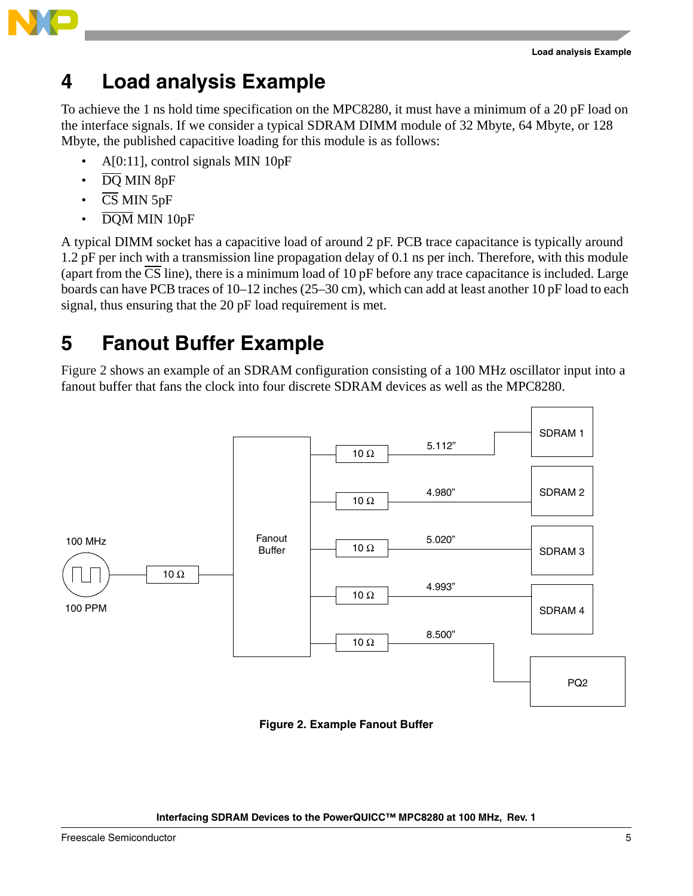# 4 Load analysis Example

To achieve the 1 ns hold time specification on the MPC8280, it must have a minimum of a 20 pF load on the interface signals. If we consider a typical SDRAM DIMM module of 32 Mbyte, 64 Mbyte, or 128 Mbyte, the published capacitive loading for this module is as follows:

- A[0:11], control signals MIN 10pF
- $\overline{\text{DQ}}$ MIN 8pF
- $\overline{\text{CS}}$ MIN 5pF
- $\overline{\text{DQM}}$ MIN 10pF

A typical DIMM socket has a capacitive load of around 2 pF. PCB trace capacitance is typically around 1.2 pF per inch with a transmission line propagation delay of 0.1 ns per inch. Therefore, with this module (apart from the $\overline{\text{CS}}$ line), there is a minimum load of 10 pF before any trace capacitance is included. Large boards can have PCB traces of 10–12 inches (25–30 cm), which can add at least another 10 pF load to each signal, thus ensuring that the 20 pF load requirement is met.

# 5 Fanout Buffer Example

Figure 2 shows an example of an SDRAM configuration consisting of a 100 MHz oscillator input into a fanout buffer that fans the clock into four discrete SDRAM devices as well as the MPC8280.

**Figure 2. Example Fanout Buffer**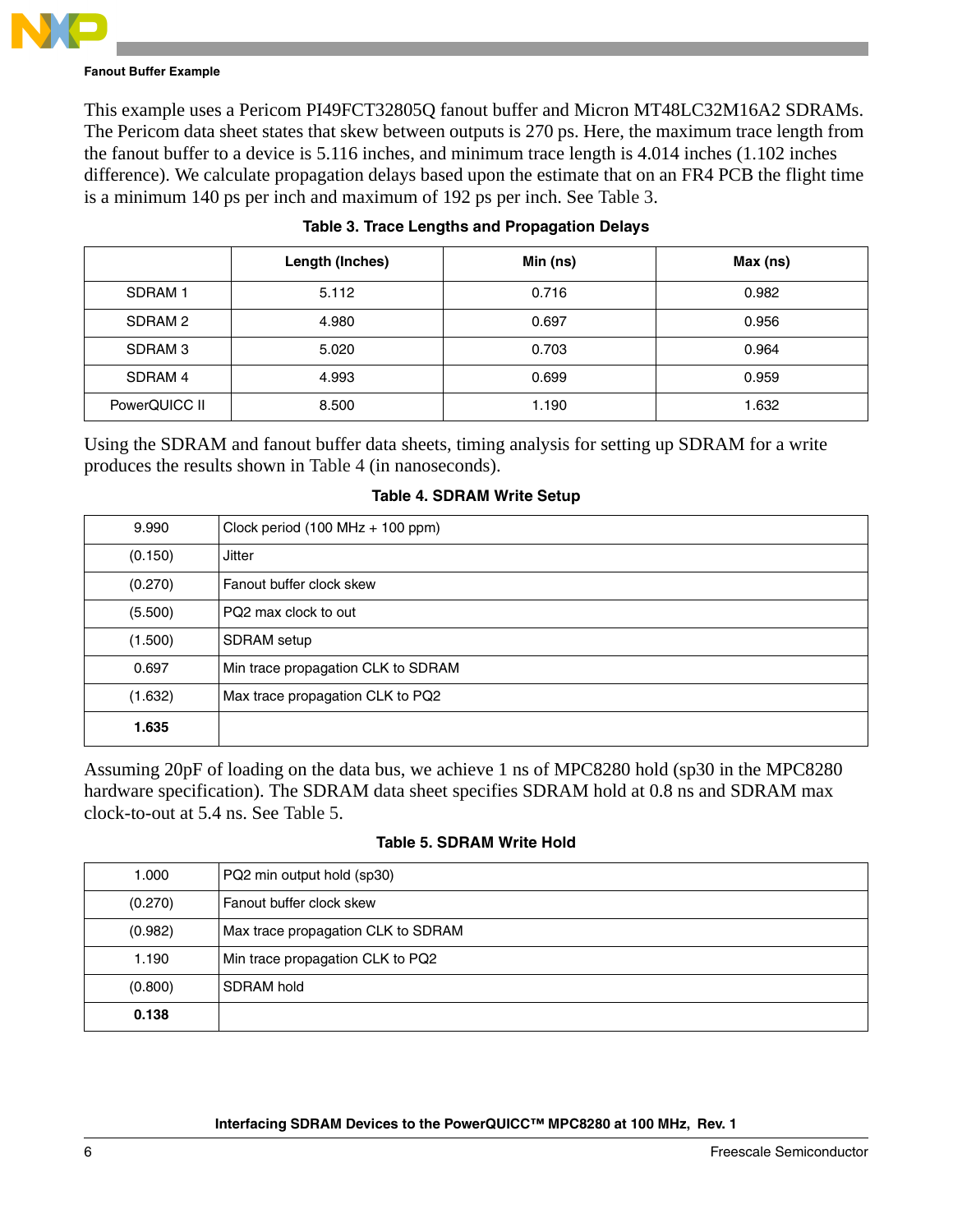This example uses a Pericom PI49FCT32805Q fanout buffer and Micron MT48LC32M16A2 SDRAMs. The Pericom data sheet states that skew between outputs is 270 ps. Here, the maximum trace length from the fanout buffer to a device is 5.116 inches, and minimum trace length is 4.014 inches (1.102 inches difference). We calculate propagation delays based upon the estimate that on an FR4 PCB the flight time is a minimum 140 ps per inch and maximum of 192 ps per inch. See Table 3.

**Table 3. Trace Lengths and Propagation Delays**

| | Length (Inches) | Min (ns) | Max (ns) |
|---|---|---|---|
| SDRAM 1 | 5.112 | 0.716 | 0.982 |
| SDRAM 2 | 4.980 | 0.697 | 0.956 |
| SDRAM 3 | 5.020 | 0.703 | 0.964 |
| SDRAM 4 | 4.993 | 0.699 | 0.959 |
| PowerQUICC II | 8.500 | 1.190 | 1.632 |

Using the SDRAM and fanout buffer data sheets, timing analysis for setting up SDRAM for a write produces the results shown in Table 4 (in nanoseconds).

**Table 4. SDRAM Write Setup**

| | |
|---|---|
| 9.990 | Clock period (100 MHz + 100 ppm) |
| (0.150) | Jitter |
| (0.270) | Fanout buffer clock skew |
| (5.500) | PQ2 max clock to out |
| (1.500) | SDRAM setup |
| 0.697 | Min trace propagation CLK to SDRAM |
| (1.632) | Max trace propagation CLK to PQ2 |
| **1.635** | |

Assuming 20pF of loading on the data bus, we achieve 1 ns of MPC8280 hold (sp30 in the MPC8280 hardware specification). The SDRAM data sheet specifies SDRAM hold at 0.8 ns and SDRAM max clock-to-out at 5.4 ns. See Table 5.

**Table 5. SDRAM Write Hold**

| | |
|---|---|
| 1.000 | PQ2 min output hold (sp30) |
| (0.270) | Fanout buffer clock skew |
| (0.982) | Max trace propagation CLK to SDRAM |
| 1.190 | Min trace propagation CLK to PQ2 |
| (0.800) | SDRAM hold |
| **0.138** | |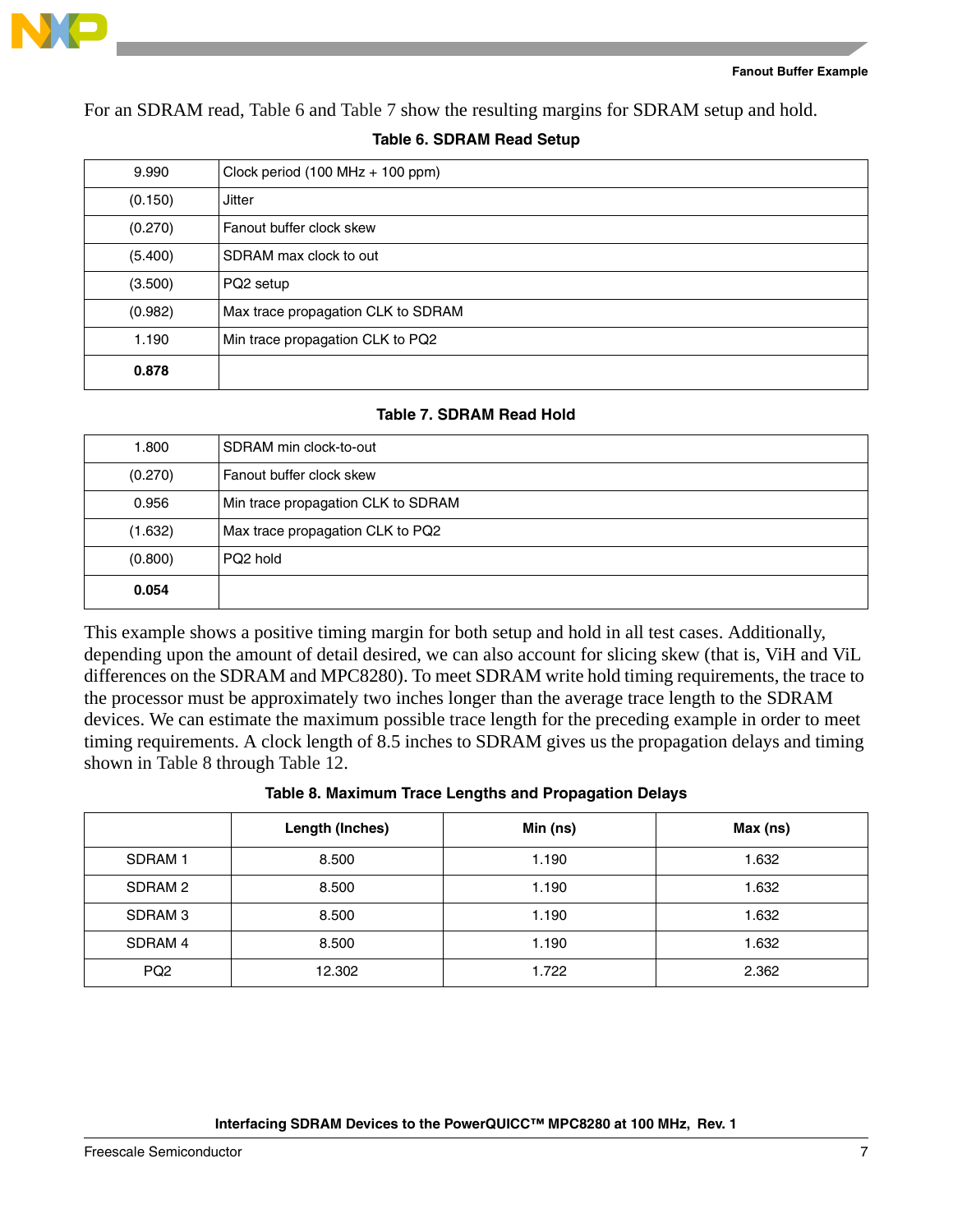For an SDRAM read, Table 6 and Table 7 show the resulting margins for SDRAM setup and hold.

**Table 6. SDRAM Read Setup**

| | |
|---|---|
| 9.990 | Clock period (100 MHz + 100 ppm) |
| (0.150) | Jitter |
| (0.270) | Fanout buffer clock skew |
| (5.400) | SDRAM max clock to out |
| (3.500) | PQ2 setup |
| (0.982) | Max trace propagation CLK to SDRAM |
| 1.190 | Min trace propagation CLK to PQ2 |
| **0.878** | |

**Table 7. SDRAM Read Hold**

| | |
|---|---|
| 1.800 | SDRAM min clock-to-out |
| (0.270) | Fanout buffer clock skew |
| 0.956 | Min trace propagation CLK to SDRAM |
| (1.632) | Max trace propagation CLK to PQ2 |
| (0.800) | PQ2 hold |
| **0.054** | |

This example shows a positive timing margin for both setup and hold in all test cases. Additionally, depending upon the amount of detail desired, we can also account for slicing skew (that is, ViH and ViL differences on the SDRAM and MPC8280). To meet SDRAM write hold timing requirements, the trace to the processor must be approximately two inches longer than the average trace length to the SDRAM devices. We can estimate the maximum possible trace length for the preceding example in order to meet timing requirements. A clock length of 8.5 inches to SDRAM gives us the propagation delays and timing shown in Table 8 through Table 12.

**Table 8. Maximum Trace Lengths and Propagation Delays**

| | Length (Inches) | Min (ns) | Max (ns) |
|---|---|---|---|
| SDRAM 1 | 8.500 | 1.190 | 1.632 |
| SDRAM 2 | 8.500 | 1.190 | 1.632 |
| SDRAM 3 | 8.500 | 1.190 | 1.632 |
| SDRAM 4 | 8.500 | 1.190 | 1.632 |
| PQ2 | 12.302 | 1.722 | 2.362 |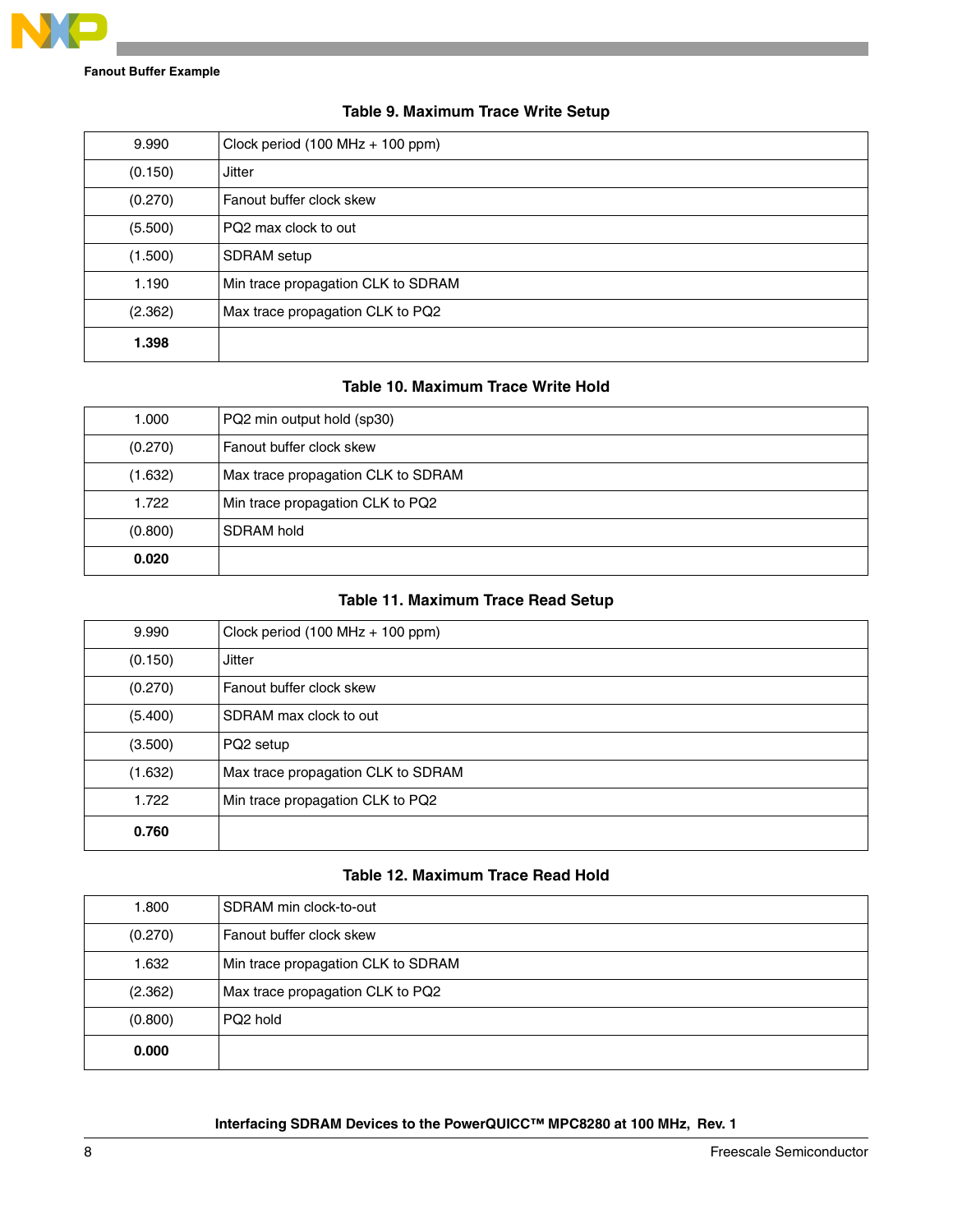**Table 9. Maximum Trace Write Setup**

| | |
|---|---|
| 9.990 | Clock period (100 MHz + 100 ppm) |
| (0.150) | Jitter |
| (0.270) | Fanout buffer clock skew |
| (5.500) | PQ2 max clock to out |
| (1.500) | SDRAM setup |
| 1.190 | Min trace propagation CLK to SDRAM |
| (2.362) | Max trace propagation CLK to PQ2 |
| **1.398** | |

**Table 10. Maximum Trace Write Hold**

| | |
|---|---|
| 1.000 | PQ2 min output hold (sp30) |
| (0.270) | Fanout buffer clock skew |
| (1.632) | Max trace propagation CLK to SDRAM |
| 1.722 | Min trace propagation CLK to PQ2 |
| (0.800) | SDRAM hold |
| **0.020** | |

**Table 11. Maximum Trace Read Setup**

| | |
|---|---|
| 9.990 | Clock period (100 MHz + 100 ppm) |
| (0.150) | Jitter |
| (0.270) | Fanout buffer clock skew |
| (5.400) | SDRAM max clock to out |
| (3.500) | PQ2 setup |
| (1.632) | Max trace propagation CLK to SDRAM |
| 1.722 | Min trace propagation CLK to PQ2 |
| **0.760** | |

**Table 12. Maximum Trace Read Hold**

| | |
|---|---|
| 1.800 | SDRAM min clock-to-out |
| (0.270) | Fanout buffer clock skew |
| 1.632 | Min trace propagation CLK to SDRAM |
| (2.362) | Max trace propagation CLK to PQ2 |
| (0.800) | PQ2 hold |
| **0.000** | |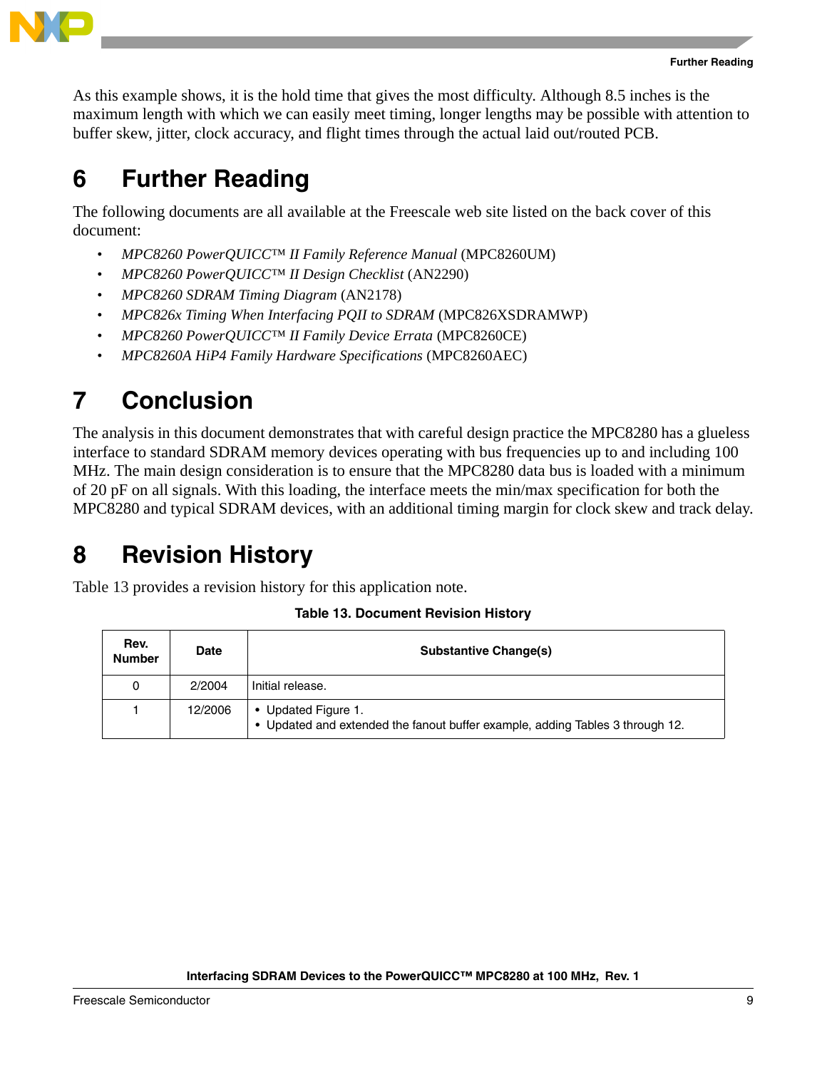As this example shows, it is the hold time that gives the most difficulty. Although 8.5 inches is the maximum length with which we can easily meet timing, longer lengths may be possible with attention to buffer skew, jitter, clock accuracy, and flight times through the actual laid out/routed PCB.

# 6 Further Reading

The following documents are all available at the Freescale web site listed on the back cover of this document:

- *MPC8260 PowerQUICC™ II Family Reference Manual* (MPC8260UM)
- *MPC8260 PowerQUICC™ II Design Checklist* (AN2290)
- *MPC8260 SDRAM Timing Diagram* (AN2178)
- *MPC826x Timing When Interfacing PQII to SDRAM* (MPC826XSDRAMWP)
- *MPC8260 PowerQUICC™ II Family Device Errata* (MPC8260CE)
- *MPC8260A HiP4 Family Hardware Specifications* (MPC8260AEC)

# 7 Conclusion

The analysis in this document demonstrates that with careful design practice the MPC8280 has a glueless interface to standard SDRAM memory devices operating with bus frequencies up to and including 100 MHz. The main design consideration is to ensure that the MPC8280 data bus is loaded with a minimum of 20 pF on all signals. With this loading, the interface meets the min/max specification for both the MPC8280 and typical SDRAM devices, with an additional timing margin for clock skew and track delay.

# 8 Revision History

Table 13 provides a revision history for this application note.

**Table 13. Document Revision History**

| Rev. Number | Date | Substantive Change(s) |
|---|---|---|
| 0 | 2/2004 | Initial release. |
| 1 | 12/2006 | • Updated Figure 1.<br>• Updated and extended the fanout buffer example, adding Tables 3 through 12. |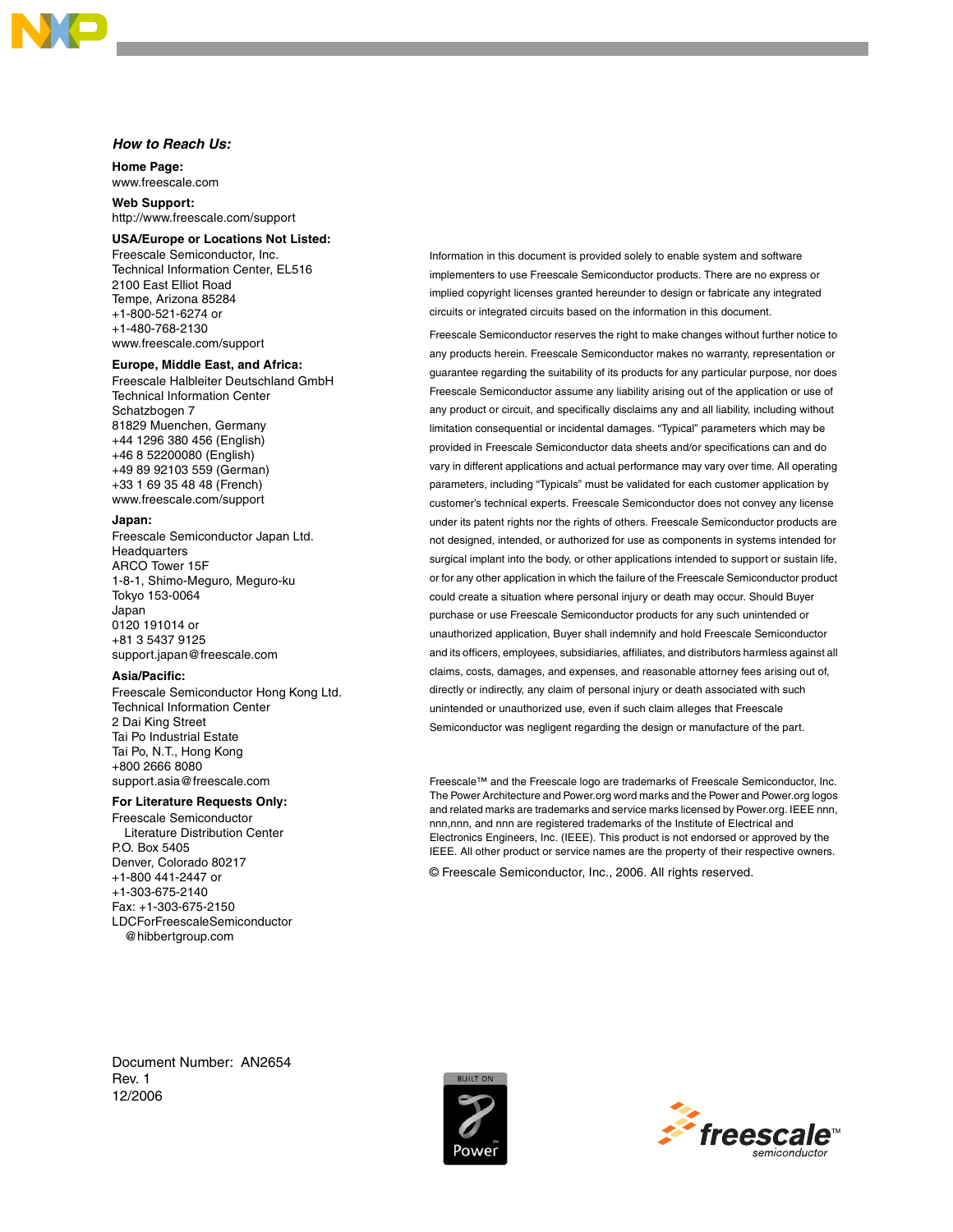***How to Reach Us:***

**Home Page:**
www.freescale.com

**Web Support:**
http://www.freescale.com/support

**USA/Europe or Locations Not Listed:**
Freescale Semiconductor, Inc.
Technical Information Center, EL516
2100 East Elliot Road
Tempe, Arizona 85284
+1-800-521-6274 or
+1-480-768-2130
www.freescale.com/support

**Europe, Middle East, and Africa:**
Freescale Halbleiter Deutschland GmbH
Technical Information Center
Schatzbogen 7
81829 Muenchen, Germany
+44 1296 380 456 (English)
+46 8 52200080 (English)
+49 89 92103 559 (German)
+33 1 69 35 48 48 (French)
www.freescale.com/support

**Japan:**
Freescale Semiconductor Japan Ltd.
Headquarters
ARCO Tower 15F
1-8-1, Shimo-Meguro, Meguro-ku
Tokyo 153-0064
Japan
0120 191014 or
+81 3 5437 9125
support.japan@freescale.com

**Asia/Pacific:**
Freescale Semiconductor Hong Kong Ltd.
Technical Information Center
2 Dai King Street
Tai Po Industrial Estate
Tai Po, N.T., Hong Kong
+800 2666 8080
support.asia@freescale.com

**For Literature Requests Only:**
Freescale Semiconductor
Literature Distribution Center
P.O. Box 5405
Denver, Colorado 80217
+1-800 441-2447 or
+1-303-675-2140
Fax: +1-303-675-2150
LDCForFreescaleSemiconductor
@hibbertgroup.com

Information in this document is provided solely to enable system and software implementers to use Freescale Semiconductor products. There are no express or implied copyright licenses granted hereunder to design or fabricate any integrated circuits or integrated circuits based on the information in this document.

Freescale Semiconductor reserves the right to make changes without further notice to any products herein. Freescale Semiconductor makes no warranty, representation or guarantee regarding the suitability of its products for any particular purpose, nor does Freescale Semiconductor assume any liability arising out of the application or use of any product or circuit, and specifically disclaims any and all liability, including without limitation consequential or incidental damages. "Typical" parameters which may be provided in Freescale Semiconductor data sheets and/or specifications can and do vary in different applications and actual performance may vary over time. All operating parameters, including "Typicals" must be validated for each customer application by customer's technical experts. Freescale Semiconductor does not convey any license under its patent rights nor the rights of others. Freescale Semiconductor products are not designed, intended, or authorized for use as components in systems intended for surgical implant into the body, or other applications intended to support or sustain life, or for any other application in which the failure of the Freescale Semiconductor product could create a situation where personal injury or death may occur. Should Buyer purchase or use Freescale Semiconductor products for any such unintended or unauthorized application, Buyer shall indemnify and hold Freescale Semiconductor and its officers, employees, subsidiaries, affiliates, and distributors harmless against all claims, costs, damages, and expenses, and reasonable attorney fees arising out of, directly or indirectly, any claim of personal injury or death associated with such unintended or unauthorized use, even if such claim alleges that Freescale Semiconductor was negligent regarding the design or manufacture of the part.

Freescale™ and the Freescale logo are trademarks of Freescale Semiconductor, Inc. The Power Architecture and Power.org word marks and the Power and Power.org logos and related marks are trademarks and service marks licensed by Power.org. IEEE nnn, nnn,nnn, and nnn are registered trademarks of the Institute of Electrical and Electronics Engineers, Inc. (IEEE). This product is not endorsed or approved by the IEEE. All other product or service names are the property of their respective owners.

© Freescale Semiconductor, Inc., 2006. All rights reserved.

Document Number: AN2654
Rev. 1
12/2006